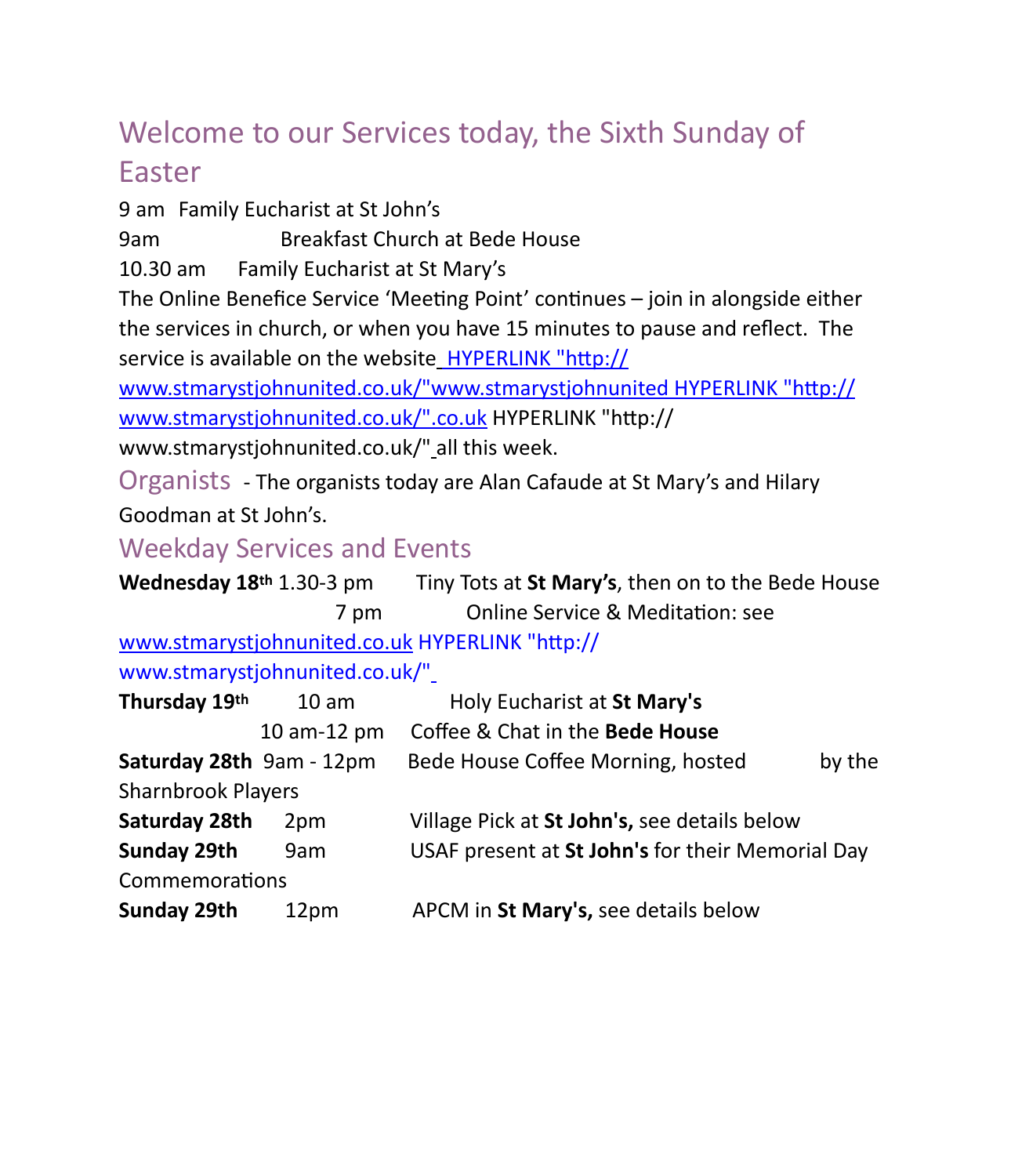## Welcome to our Services today, the Sixth Sunday of Easter

9 am Family Eucharist at St John's

9am Breakfast Church at Bede House

10.30 am Family Eucharist at St Mary's

The Online Benefice Service 'Meeting Point' continues – join in alongside either the services in church, or when you have 15 minutes to pause and reflect. The service is available on the website HYPERLINK "http://www.stmarystjohnunited.co.uk/"www.stmarystjohnunited HYPERLINK "http://www.stmarystjohnunited.co.uk/".co.uk HYPERLINK "http://www.stmarystjohnunited.co.uk/" all this week.

## Organists

- The organists today are Alan Cafaude at St Mary's and Hilary Goodman at St John's.

## Weekday Services and Events

**Wednesday 18th** 1.30-3 pm Tiny Tots at **St Mary's**, then on to the Bede House

7 pm Online Service & Meditation: see www.stmarystjohnunited.co.uk HYPERLINK "http://www.stmarystjohnunited.co.uk/"

**Thursday 19th** 10 am Holy Eucharist at **St Mary's**

10 am-12 pm Coffee & Chat in the **Bede House**

**Saturday 28th** 9am - 12pm Bede House Coffee Morning, hosted by the Sharnbrook Players

**Saturday 28th** 2pm Village Pick at **St John's,** see details below

**Sunday 29th** 9am USAF present at **St John's** for their Memorial Day Commemorations

**Sunday 29th** 12pm APCM in **St Mary's,** see details below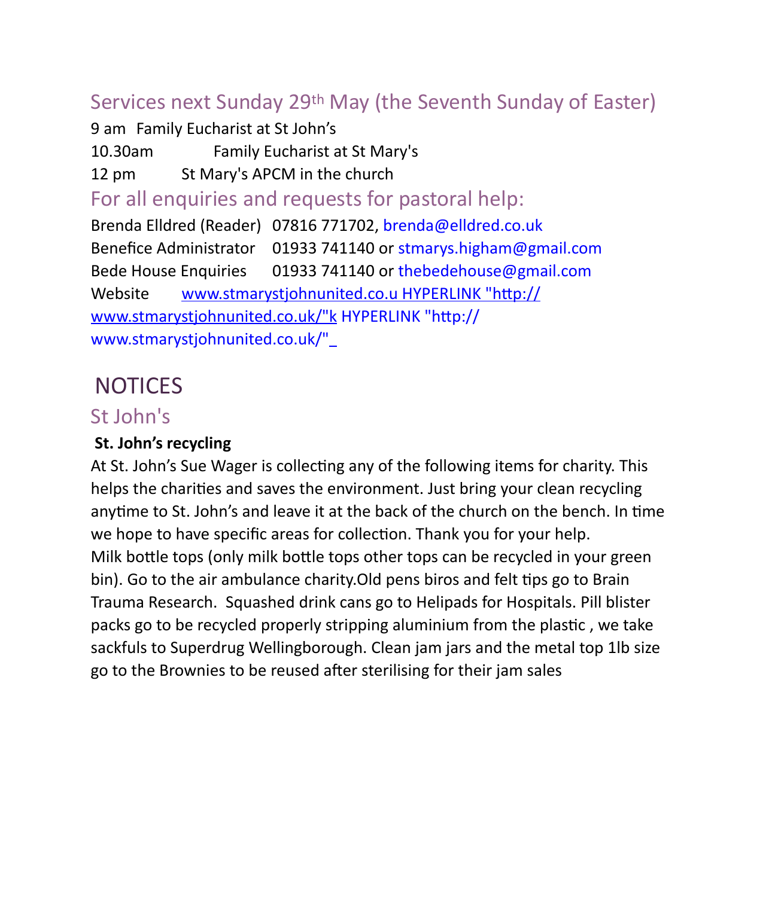## Services next Sunday 29th May (the Seventh Sunday of Easter)

9 am Family Eucharist at St John's

10.30am Family Eucharist at St Mary's

12 pm St Mary's APCM in the church

## For all enquiries and requests for pastoral help:

Brenda Elldred (Reader) 07816 771702, brenda@elldred.co.uk

Benefice Administrator 01933 741140 or stmarys.higham@gmail.com

Bede House Enquiries 01933 741140 or thebedehouse@gmail.com

Website www.stmarystjohnunited.co.u HYPERLINK "http://www.stmarystjohnunited.co.uk/"k HYPERLINK "http://www.stmarystjohnunited.co.uk/"_

# NOTICES

## St John's

**St. John's recycling**

At St. John's Sue Wager is collecting any of the following items for charity. This helps the charities and saves the environment. Just bring your clean recycling anytime to St. John's and leave it at the back of the church on the bench. In time we hope to have specific areas for collection. Thank you for your help.

Milk bottle tops (only milk bottle tops other tops can be recycled in your green bin). Go to the air ambulance charity.Old pens biros and felt tips go to Brain Trauma Research. Squashed drink cans go to Helipads for Hospitals. Pill blister packs go to be recycled properly stripping aluminium from the plastic , we take sackfuls to Superdrug Wellingborough. Clean jam jars and the metal top 1lb size go to the Brownies to be reused after sterilising for their jam sales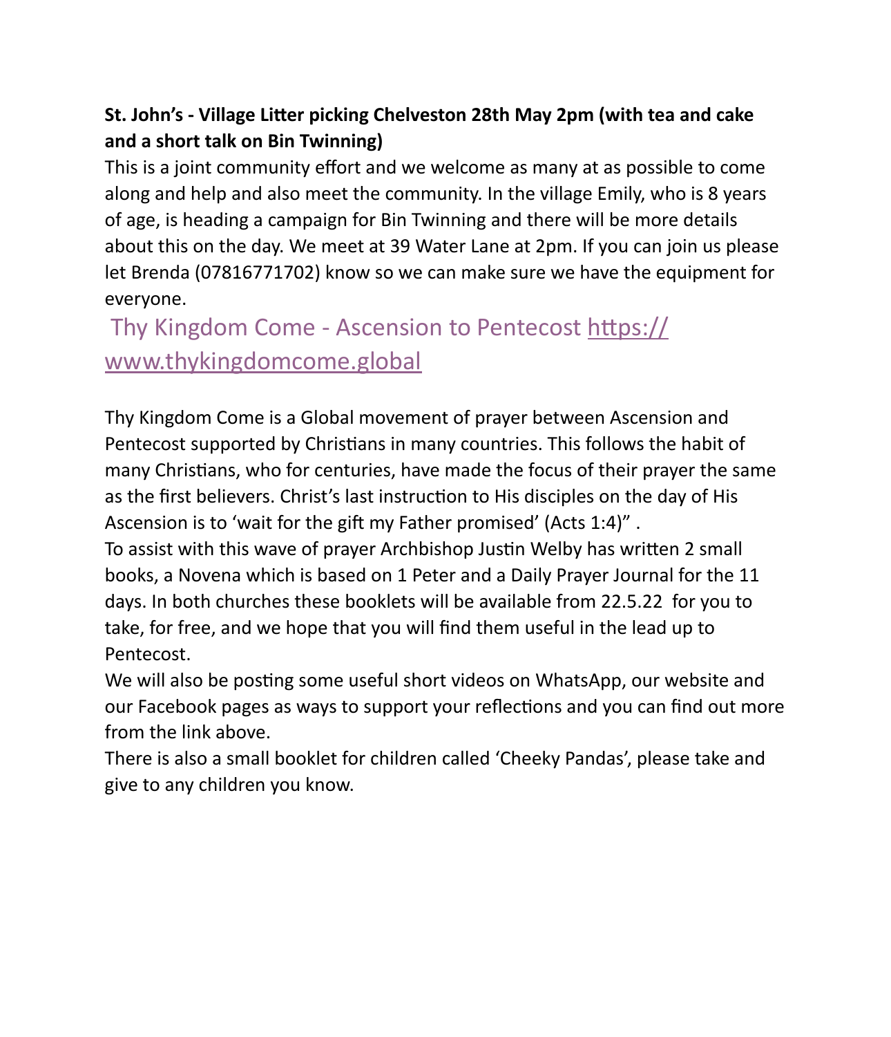**St. John's - Village Litter picking Chelveston 28th May 2pm (with tea and cake and a short talk on Bin Twinning)**

This is a joint community effort and we welcome as many at as possible to come along and help and also meet the community. In the village Emily, who is 8 years of age, is heading a campaign for Bin Twinning and there will be more details about this on the day. We meet at 39 Water Lane at 2pm. If you can join us please let Brenda (07816771702) know so we can make sure we have the equipment for everyone.

## Thy Kingdom Come - Ascension to Pentecost https://www.thykingdomcome.global

Thy Kingdom Come is a Global movement of prayer between Ascension and Pentecost supported by Christians in many countries. This follows the habit of many Christians, who for centuries, have made the focus of their prayer the same as the first believers. Christ's last instruction to His disciples on the day of His Ascension is to 'wait for the gift my Father promised' (Acts 1:4)" .

To assist with this wave of prayer Archbishop Justin Welby has written 2 small books, a Novena which is based on 1 Peter and a Daily Prayer Journal for the 11 days. In both churches these booklets will be available from 22.5.22 for you to take, for free, and we hope that you will find them useful in the lead up to Pentecost.

We will also be posting some useful short videos on WhatsApp, our website and our Facebook pages as ways to support your reflections and you can find out more from the link above.

There is also a small booklet for children called 'Cheeky Pandas', please take and give to any children you know.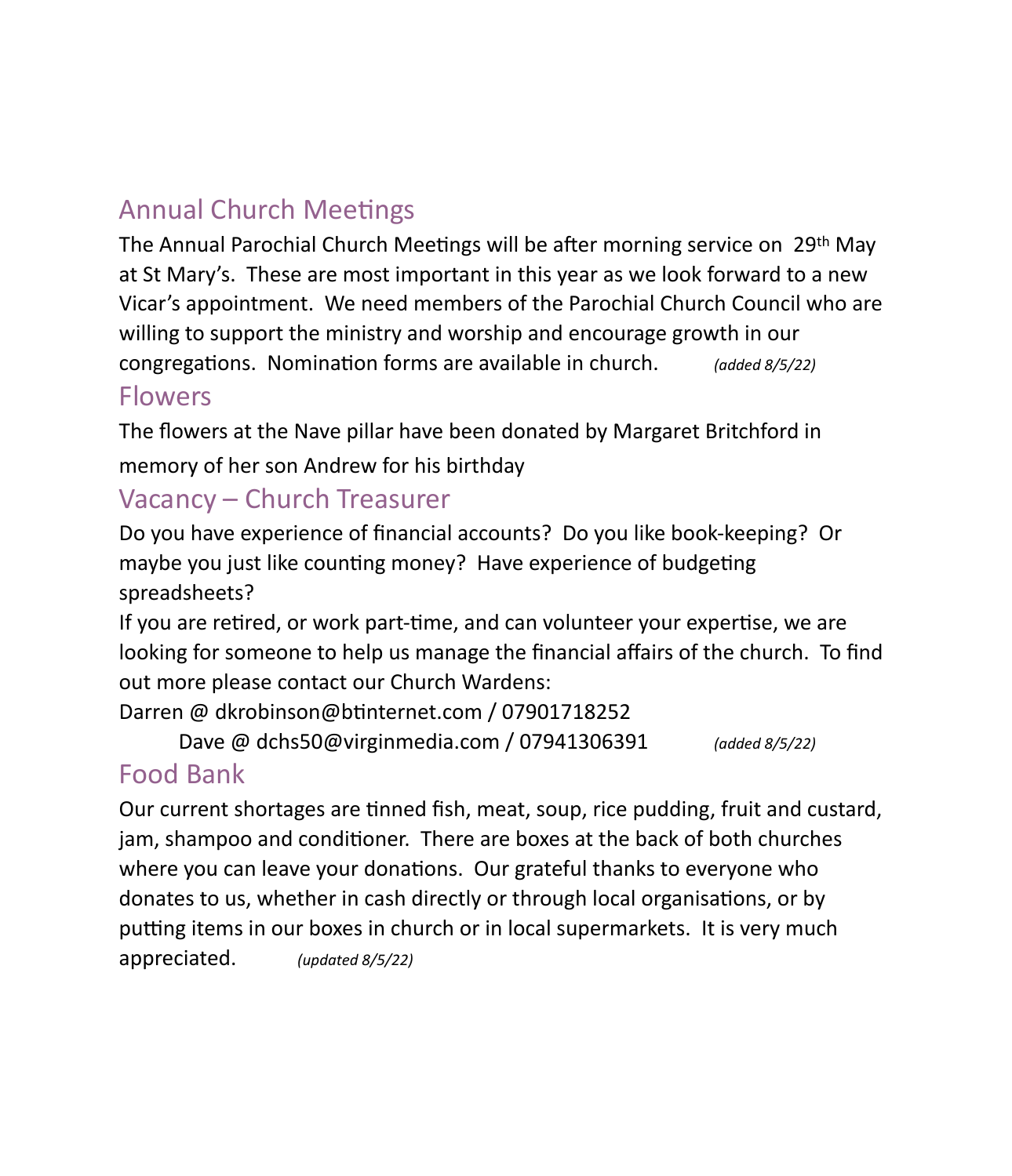## Annual Church Meetings

The Annual Parochial Church Meetings will be after morning service on 29th May at St Mary's. These are most important in this year as we look forward to a new Vicar's appointment. We need members of the Parochial Church Council who are willing to support the ministry and worship and encourage growth in our congregations. Nomination forms are available in church. *(added 8/5/22)*

## Flowers

The flowers at the Nave pillar have been donated by Margaret Britchford in memory of her son Andrew for his birthday

## Vacancy – Church Treasurer

Do you have experience of financial accounts? Do you like book-keeping? Or maybe you just like counting money? Have experience of budgeting spreadsheets?

If you are retired, or work part-time, and can volunteer your expertise, we are looking for someone to help us manage the financial affairs of the church. To find out more please contact our Church Wardens:

Darren @ dkrobinson@btinternet.com / 07901718252

Dave @ dchs50@virginmedia.com / 07941306391 *(added 8/5/22)*

## Food Bank

Our current shortages are tinned fish, meat, soup, rice pudding, fruit and custard, jam, shampoo and conditioner. There are boxes at the back of both churches where you can leave your donations. Our grateful thanks to everyone who donates to us, whether in cash directly or through local organisations, or by putting items in our boxes in church or in local supermarkets. It is very much appreciated. *(updated 8/5/22)*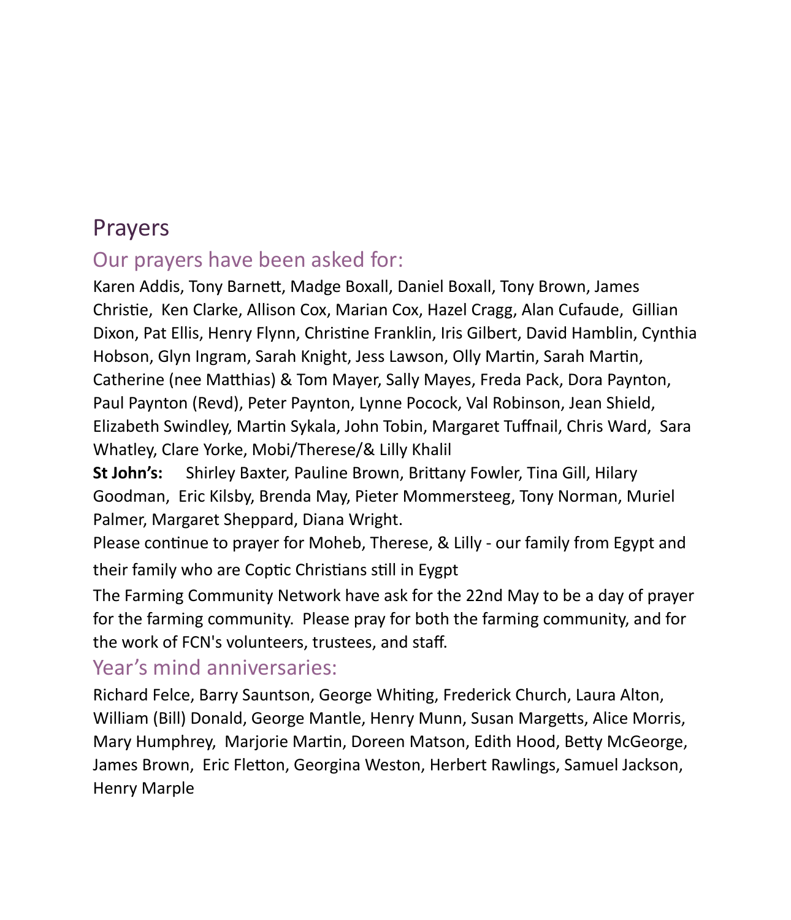# Prayers

## Our prayers have been asked for:

Karen Addis, Tony Barnett, Madge Boxall, Daniel Boxall, Tony Brown, James Christie, Ken Clarke, Allison Cox, Marian Cox, Hazel Cragg, Alan Cufaude, Gillian Dixon, Pat Ellis, Henry Flynn, Christine Franklin, Iris Gilbert, David Hamblin, Cynthia Hobson, Glyn Ingram, Sarah Knight, Jess Lawson, Olly Martin, Sarah Martin, Catherine (nee Matthias) & Tom Mayer, Sally Mayes, Freda Pack, Dora Paynton, Paul Paynton (Revd), Peter Paynton, Lynne Pocock, Val Robinson, Jean Shield, Elizabeth Swindley, Martin Sykala, John Tobin, Margaret Tuffnail, Chris Ward, Sara Whatley, Clare Yorke, Mobi/Therese/& Lilly Khalil

**St John's:** Shirley Baxter, Pauline Brown, Brittany Fowler, Tina Gill, Hilary Goodman, Eric Kilsby, Brenda May, Pieter Mommersteeg, Tony Norman, Muriel Palmer, Margaret Sheppard, Diana Wright.

Please continue to prayer for Moheb, Therese, & Lilly - our family from Egypt and their family who are Coptic Christians still in Eygpt

The Farming Community Network have ask for the 22nd May to be a day of prayer for the farming community. Please pray for both the farming community, and for the work of FCN's volunteers, trustees, and staff.

## Year's mind anniversaries:

Richard Felce, Barry Sauntson, George Whiting, Frederick Church, Laura Alton, William (Bill) Donald, George Mantle, Henry Munn, Susan Margetts, Alice Morris, Mary Humphrey, Marjorie Martin, Doreen Matson, Edith Hood, Betty McGeorge, James Brown, Eric Fletton, Georgina Weston, Herbert Rawlings, Samuel Jackson, Henry Marple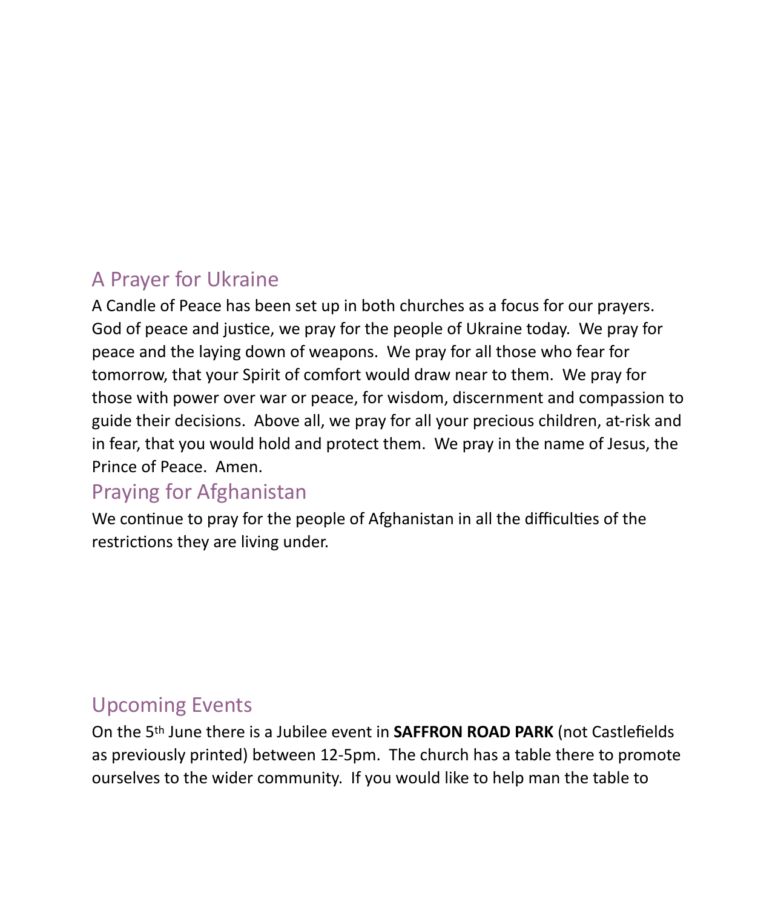## A Prayer for Ukraine

A Candle of Peace has been set up in both churches as a focus for our prayers. God of peace and justice, we pray for the people of Ukraine today. We pray for peace and the laying down of weapons. We pray for all those who fear for tomorrow, that your Spirit of comfort would draw near to them. We pray for those with power over war or peace, for wisdom, discernment and compassion to guide their decisions. Above all, we pray for all your precious children, at-risk and in fear, that you would hold and protect them. We pray in the name of Jesus, the Prince of Peace. Amen.

## Praying for Afghanistan

We continue to pray for the people of Afghanistan in all the difficulties of the restrictions they are living under.

## Upcoming Events

On the 5th June there is a Jubilee event in **SAFFRON ROAD PARK** (not Castlefields as previously printed) between 12-5pm. The church has a table there to promote ourselves to the wider community. If you would like to help man the table to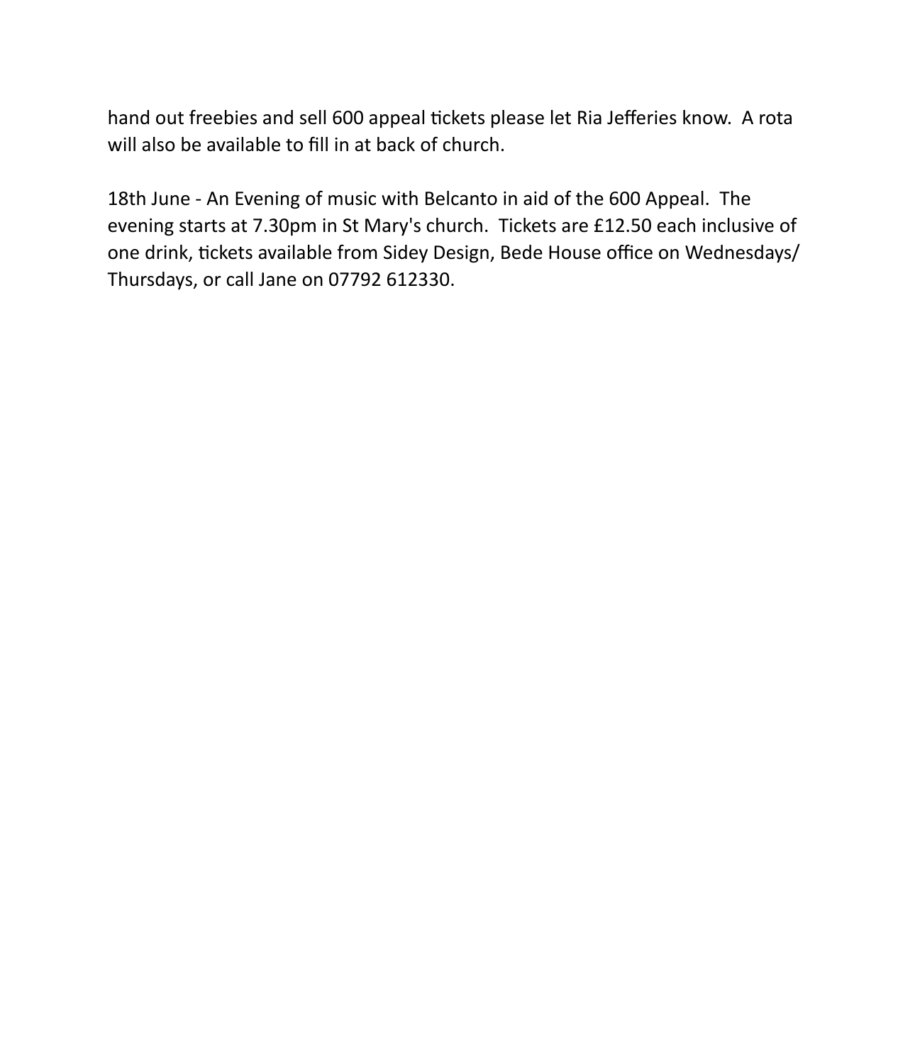hand out freebies and sell 600 appeal tickets please let Ria Jefferies know. A rota will also be available to fill in at back of church.

18th June - An Evening of music with Belcanto in aid of the 600 Appeal. The evening starts at 7.30pm in St Mary's church. Tickets are £12.50 each inclusive of one drink, tickets available from Sidey Design, Bede House office on Wednesdays/ Thursdays, or call Jane on 07792 612330.